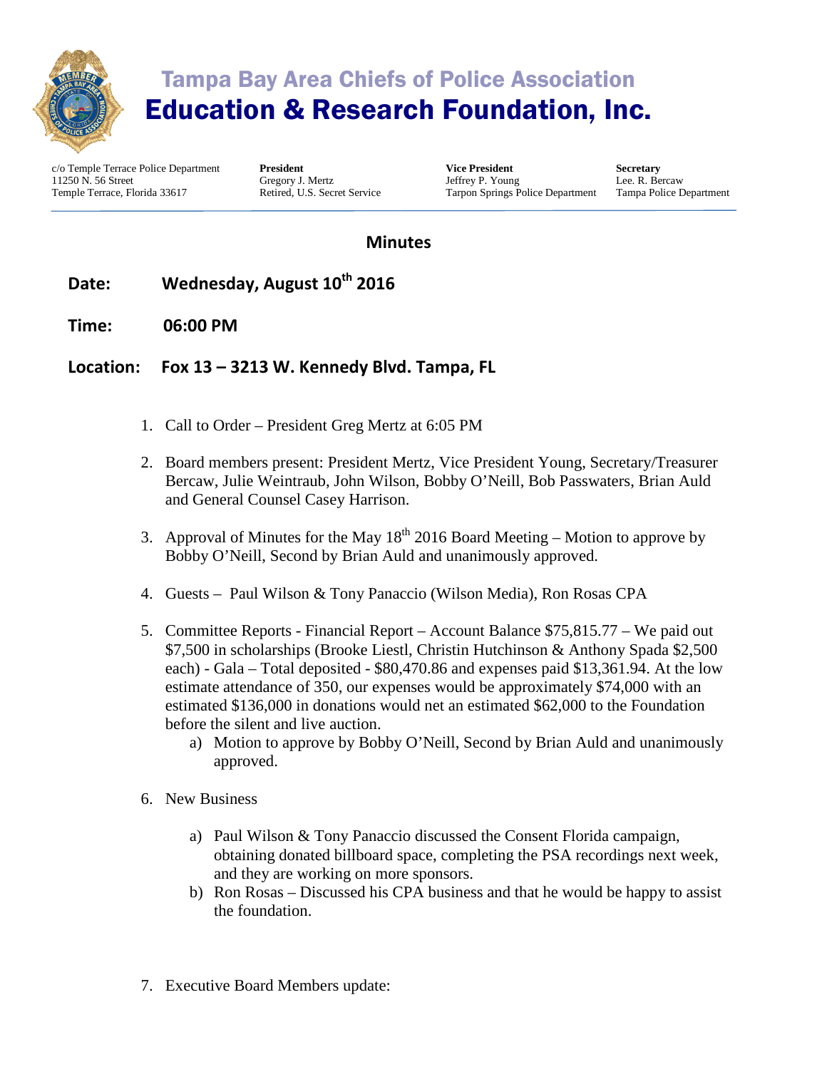# Tampa Bay Area Chiefs of Police Association
# Education & Research Foundation, Inc.

| c/o Temple Terrace Police Department<br>11250 N. 56 Street<br>Temple Terrace, Florida 33617 | **President**<br>Gregory J. Mertz<br>Retired, U.S. Secret Service | **Vice President**<br>Jeffrey P. Young<br>Tarpon Springs Police Department | **Secretary**<br>Lee. R. Bercaw<br>Tampa Police Department |
|---|---|---|---|

## Minutes

**Date:** **Wednesday, August 10th 2016**

**Time:** **06:00 PM**

**Location:** **Fox 13 – 3213 W. Kennedy Blvd. Tampa, FL**

1. Call to Order – President Greg Mertz at 6:05 PM

2. Board members present: President Mertz, Vice President Young, Secretary/Treasurer Bercaw, Julie Weintraub, John Wilson, Bobby O'Neill, Bob Passwaters, Brian Auld and General Counsel Casey Harrison.

3. Approval of Minutes for the May 18th 2016 Board Meeting – Motion to approve by Bobby O'Neill, Second by Brian Auld and unanimously approved.

4. Guests – Paul Wilson & Tony Panaccio (Wilson Media), Ron Rosas CPA

5. Committee Reports - Financial Report – Account Balance $75,815.77 – We paid out $7,500 in scholarships (Brooke Liestl, Christin Hutchinson & Anthony Spada $2,500 each) - Gala – Total deposited - $80,470.86 and expenses paid $13,361.94. At the low estimate attendance of 350, our expenses would be approximately $74,000 with an estimated $136,000 in donations would net an estimated $62,000 to the Foundation before the silent and live auction.
   a) Motion to approve by Bobby O'Neill, Second by Brian Auld and unanimously approved.

6. New Business
   a) Paul Wilson & Tony Panaccio discussed the Consent Florida campaign, obtaining donated billboard space, completing the PSA recordings next week, and they are working on more sponsors.
   b) Ron Rosas – Discussed his CPA business and that he would be happy to assist the foundation.

7. Executive Board Members update: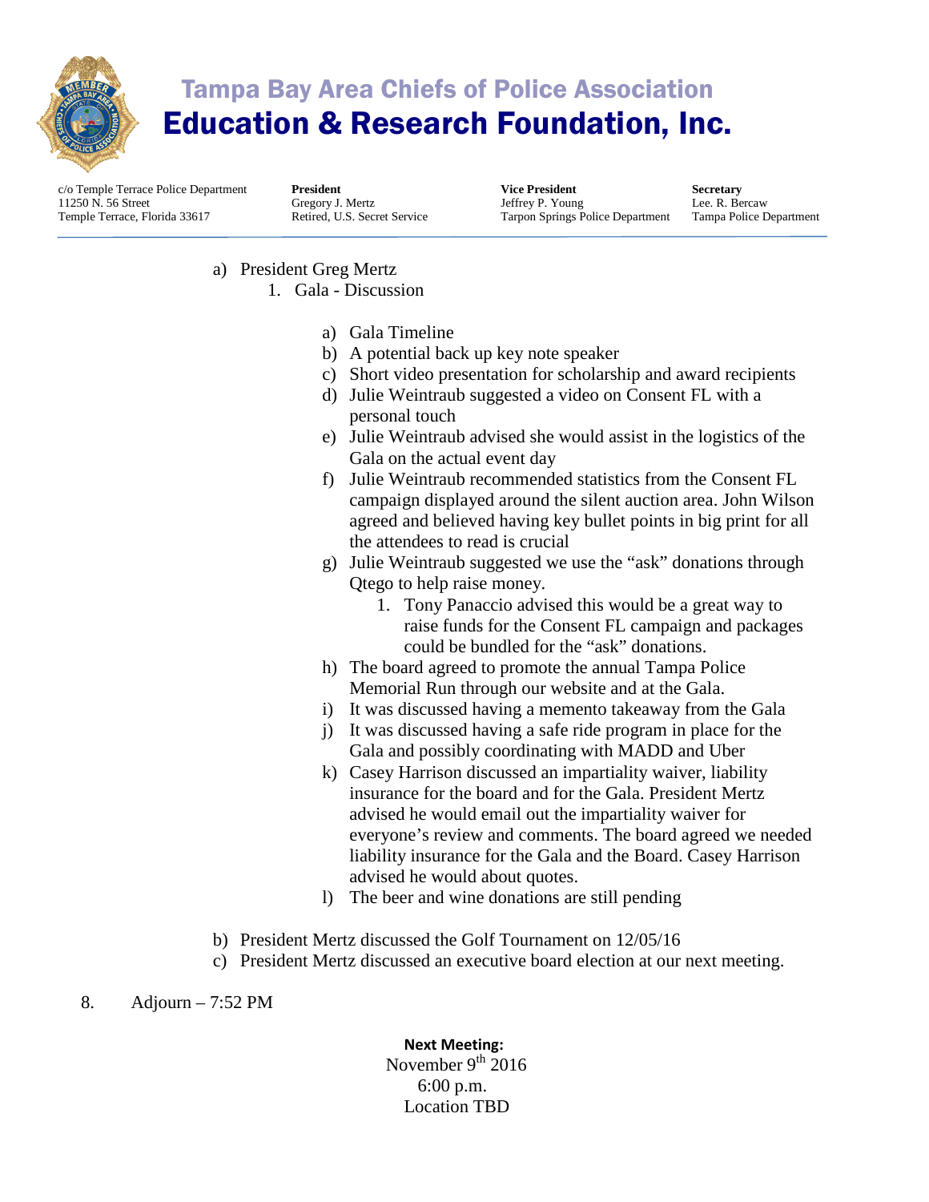# Tampa Bay Area Chiefs of Police Association
# Education & Research Foundation, Inc.

c/o Temple Terrace Police Department
11250 N. 56 Street
Temple Terrace, Florida 33617

**President**
Gregory J. Mertz
Retired, U.S. Secret Service

**Vice President**
Jeffrey P. Young
Tarpon Springs Police Department

**Secretary**
Lee. R. Bercaw
Tampa Police Department

---

a) President Greg Mertz
   1. Gala - Discussion

      a) Gala Timeline
      b) A potential back up key note speaker
      c) Short video presentation for scholarship and award recipients
      d) Julie Weintraub suggested a video on Consent FL with a personal touch
      e) Julie Weintraub advised she would assist in the logistics of the Gala on the actual event day
      f) Julie Weintraub recommended statistics from the Consent FL campaign displayed around the silent auction area. John Wilson agreed and believed having key bullet points in big print for all the attendees to read is crucial
      g) Julie Weintraub suggested we use the "ask" donations through Qtego to help raise money.
         1. Tony Panaccio advised this would be a great way to raise funds for the Consent FL campaign and packages could be bundled for the "ask" donations.
      h) The board agreed to promote the annual Tampa Police Memorial Run through our website and at the Gala.
      i) It was discussed having a memento takeaway from the Gala
      j) It was discussed having a safe ride program in place for the Gala and possibly coordinating with MADD and Uber
      k) Casey Harrison discussed an impartiality waiver, liability insurance for the board and for the Gala. President Mertz advised he would email out the impartiality waiver for everyone's review and comments. The board agreed we needed liability insurance for the Gala and the Board. Casey Harrison advised he would about quotes.
      l) The beer and wine donations are still pending

b) President Mertz discussed the Golf Tournament on 12/05/16
c) President Mertz discussed an executive board election at our next meeting.

8. Adjourn – 7:52 PM

**Next Meeting:**
November 9th 2016
6:00 p.m.
Location TBD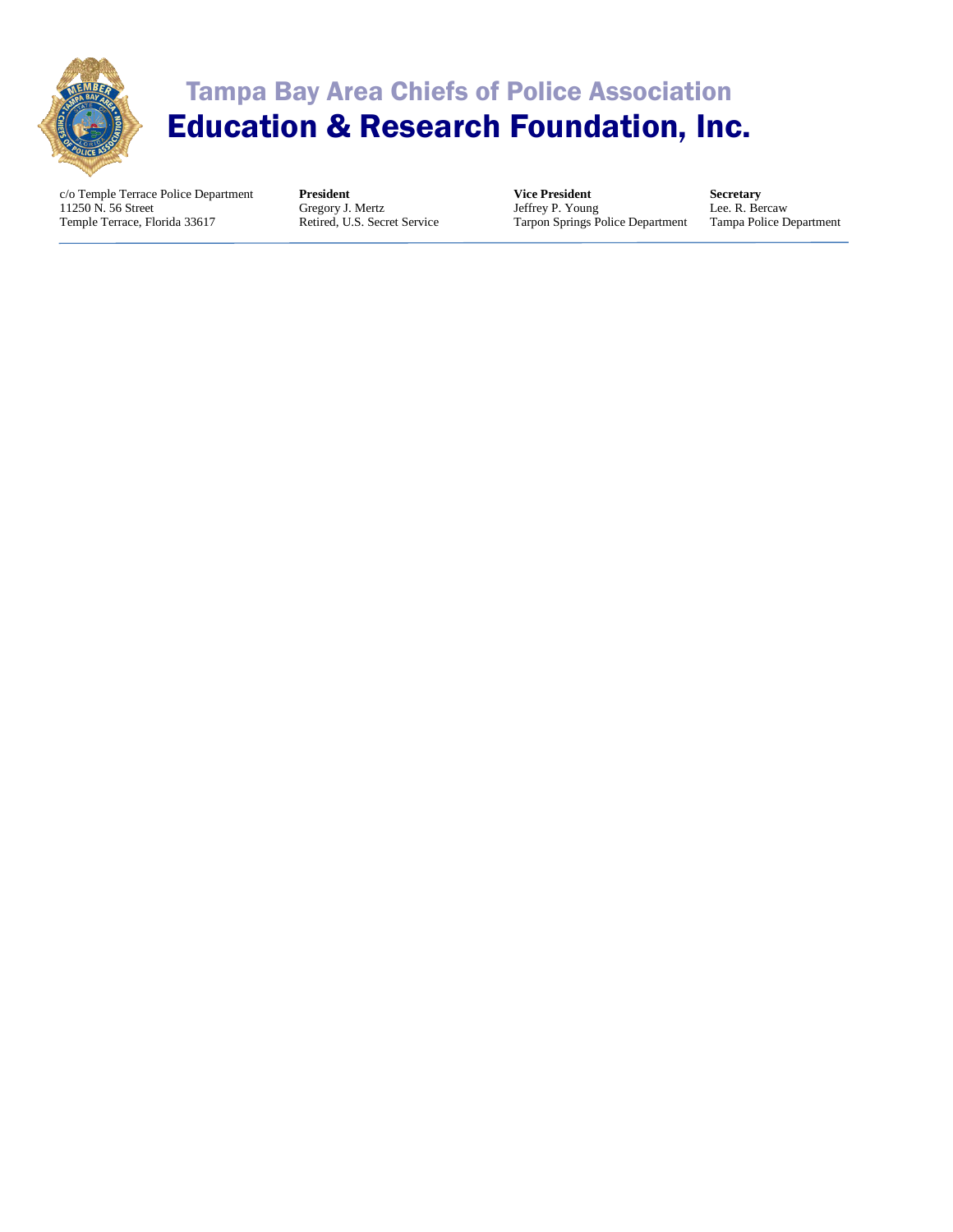# Tampa Bay Area Chiefs of Police Association

# Education & Research Foundation, Inc.

c/o Temple Terrace Police Department
11250 N. 56 Street
Temple Terrace, Florida 33617

**President**
Gregory J. Mertz
Retired, U.S. Secret Service

**Vice President**
Jeffrey P. Young
Tarpon Springs Police Department

**Secretary**
Lee. R. Bercaw
Tampa Police Department